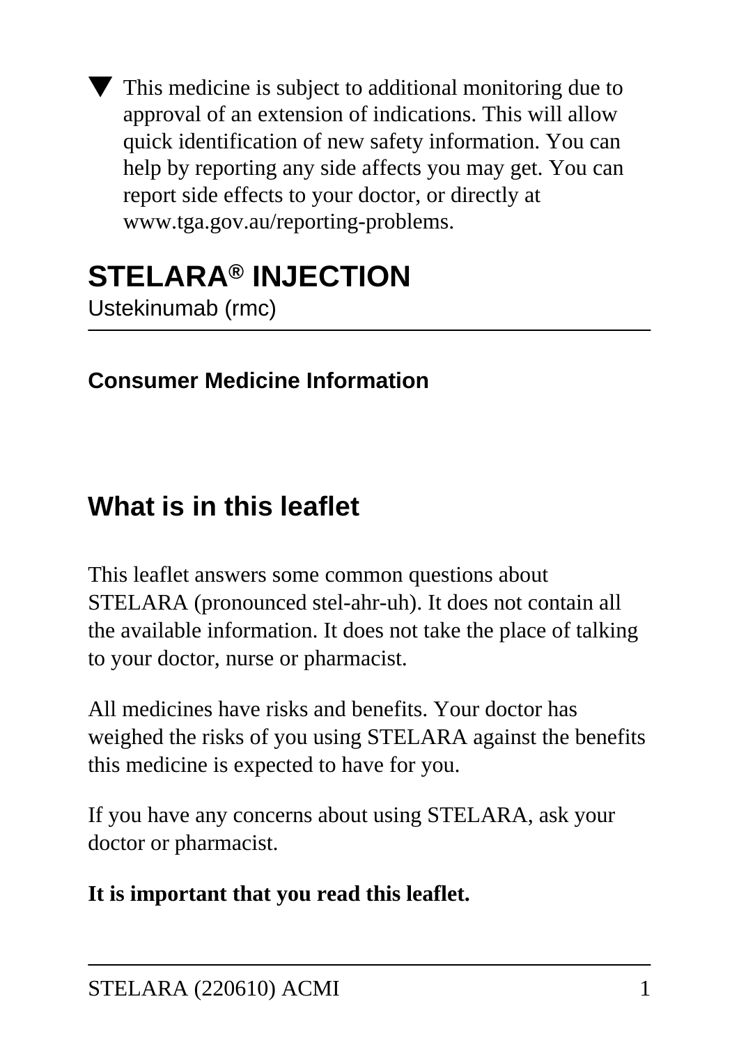▼ This medicine is subject to additional monitoring due to approval of an extension of indications. This will allow quick identification of new safety information. You can help by reporting any side affects you may get. You can report side effects to your doctor, or directly at www.tga.gov.au/reporting-problems.

# STELARA® INJECTION

Ustekinumab (rmc)

**Consumer Medicine Information**

## What is in this leaflet

This leaflet answers some common questions about STELARA (pronounced stel-ahr-uh). It does not contain all the available information. It does not take the place of talking to your doctor, nurse or pharmacist.

All medicines have risks and benefits. Your doctor has weighed the risks of you using STELARA against the benefits this medicine is expected to have for you.

If you have any concerns about using STELARA, ask your doctor or pharmacist.

**It is important that you read this leaflet.**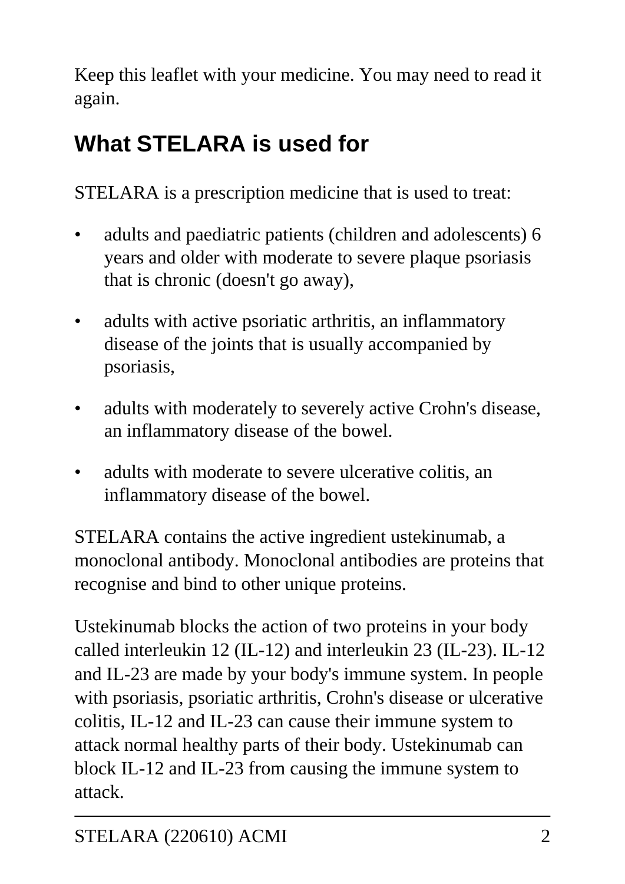Keep this leaflet with your medicine. You may need to read it again.

## What STELARA is used for

STELARA is a prescription medicine that is used to treat:

- adults and paediatric patients (children and adolescents) 6 years and older with moderate to severe plaque psoriasis that is chronic (doesn't go away),
- adults with active psoriatic arthritis, an inflammatory disease of the joints that is usually accompanied by psoriasis,
- adults with moderately to severely active Crohn's disease, an inflammatory disease of the bowel.
- adults with moderate to severe ulcerative colitis, an inflammatory disease of the bowel.

STELARA contains the active ingredient ustekinumab, a monoclonal antibody. Monoclonal antibodies are proteins that recognise and bind to other unique proteins.

Ustekinumab blocks the action of two proteins in your body called interleukin 12 (IL-12) and interleukin 23 (IL-23). IL-12 and IL-23 are made by your body's immune system. In people with psoriasis, psoriatic arthritis, Crohn's disease or ulcerative colitis, IL-12 and IL-23 can cause their immune system to attack normal healthy parts of their body. Ustekinumab can block IL-12 and IL-23 from causing the immune system to attack.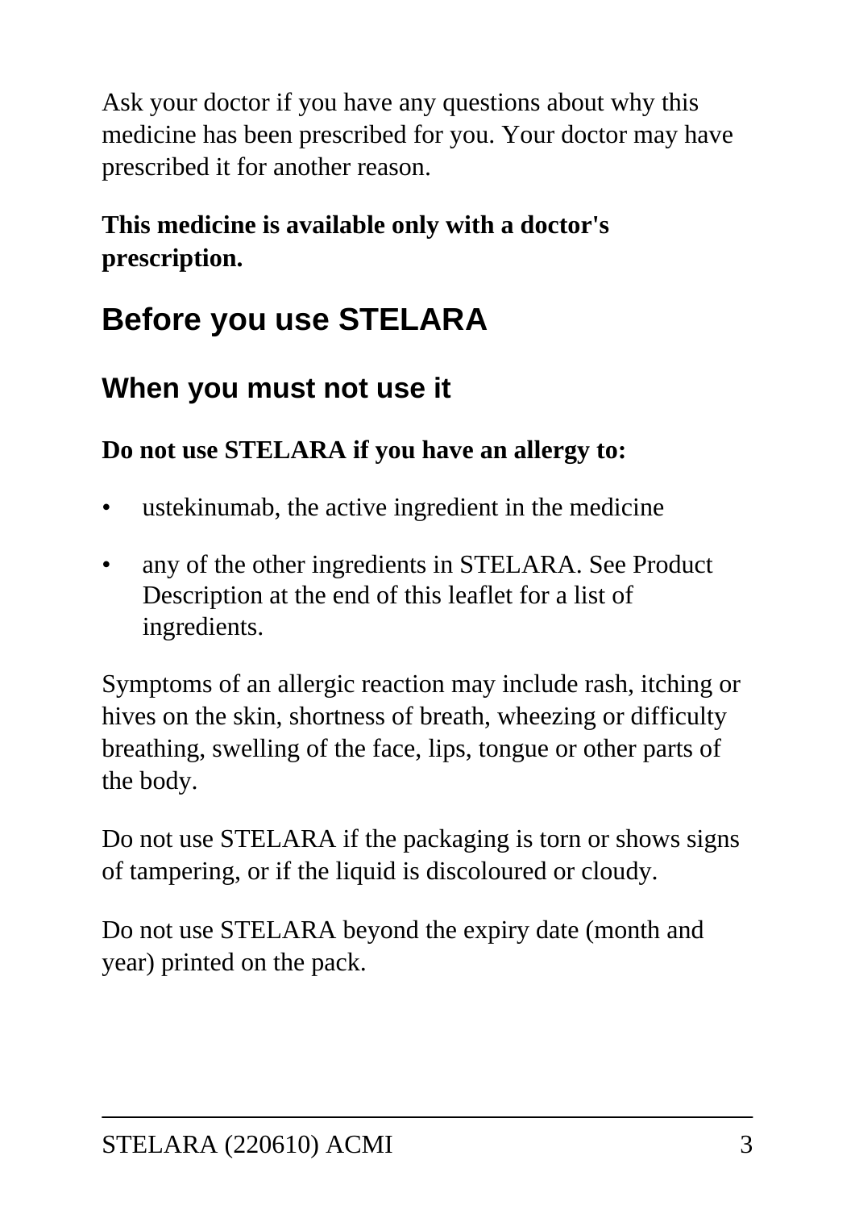Ask your doctor if you have any questions about why this medicine has been prescribed for you. Your doctor may have prescribed it for another reason.

**This medicine is available only with a doctor's prescription.**

## Before you use STELARA

### When you must not use it

**Do not use STELARA if you have an allergy to:**

- ustekinumab, the active ingredient in the medicine
- any of the other ingredients in STELARA. See Product Description at the end of this leaflet for a list of ingredients.

Symptoms of an allergic reaction may include rash, itching or hives on the skin, shortness of breath, wheezing or difficulty breathing, swelling of the face, lips, tongue or other parts of the body.

Do not use STELARA if the packaging is torn or shows signs of tampering, or if the liquid is discoloured or cloudy.

Do not use STELARA beyond the expiry date (month and year) printed on the pack.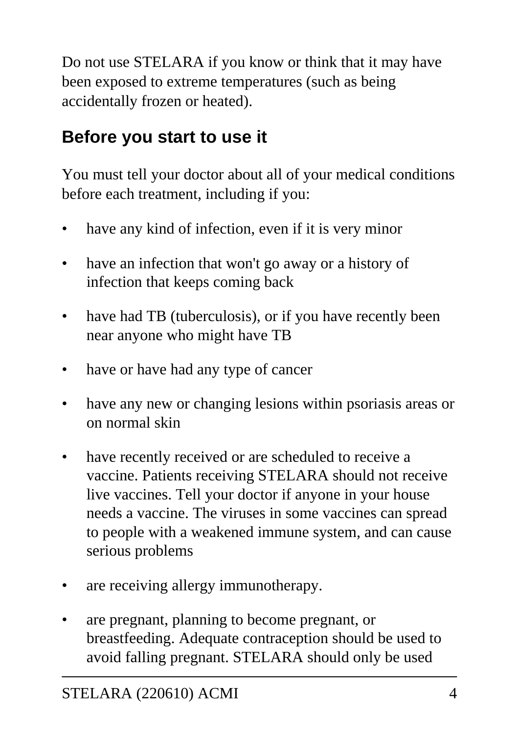Do not use STELARA if you know or think that it may have been exposed to extreme temperatures (such as being accidentally frozen or heated).

## Before you start to use it

You must tell your doctor about all of your medical conditions before each treatment, including if you:

- have any kind of infection, even if it is very minor
- have an infection that won't go away or a history of infection that keeps coming back
- have had TB (tuberculosis), or if you have recently been near anyone who might have TB
- have or have had any type of cancer
- have any new or changing lesions within psoriasis areas or on normal skin
- have recently received or are scheduled to receive a vaccine. Patients receiving STELARA should not receive live vaccines. Tell your doctor if anyone in your house needs a vaccine. The viruses in some vaccines can spread to people with a weakened immune system, and can cause serious problems
- are receiving allergy immunotherapy.
- are pregnant, planning to become pregnant, or breastfeeding. Adequate contraception should be used to avoid falling pregnant. STELARA should only be used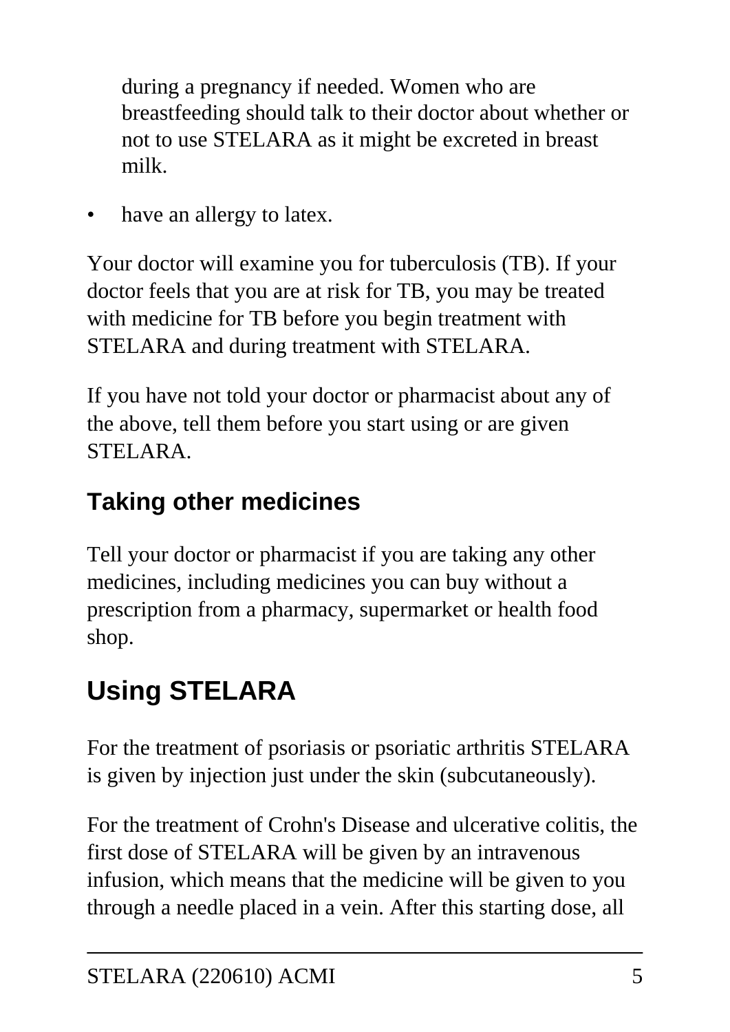during a pregnancy if needed. Women who are breastfeeding should talk to their doctor about whether or not to use STELARA as it might be excreted in breast milk.

- have an allergy to latex.

Your doctor will examine you for tuberculosis (TB). If your doctor feels that you are at risk for TB, you may be treated with medicine for TB before you begin treatment with STELARA and during treatment with STELARA.

If you have not told your doctor or pharmacist about any of the above, tell them before you start using or are given STELARA.

### Taking other medicines

Tell your doctor or pharmacist if you are taking any other medicines, including medicines you can buy without a prescription from a pharmacy, supermarket or health food shop.

## Using STELARA

For the treatment of psoriasis or psoriatic arthritis STELARA is given by injection just under the skin (subcutaneously).

For the treatment of Crohn's Disease and ulcerative colitis, the first dose of STELARA will be given by an intravenous infusion, which means that the medicine will be given to you through a needle placed in a vein. After this starting dose, all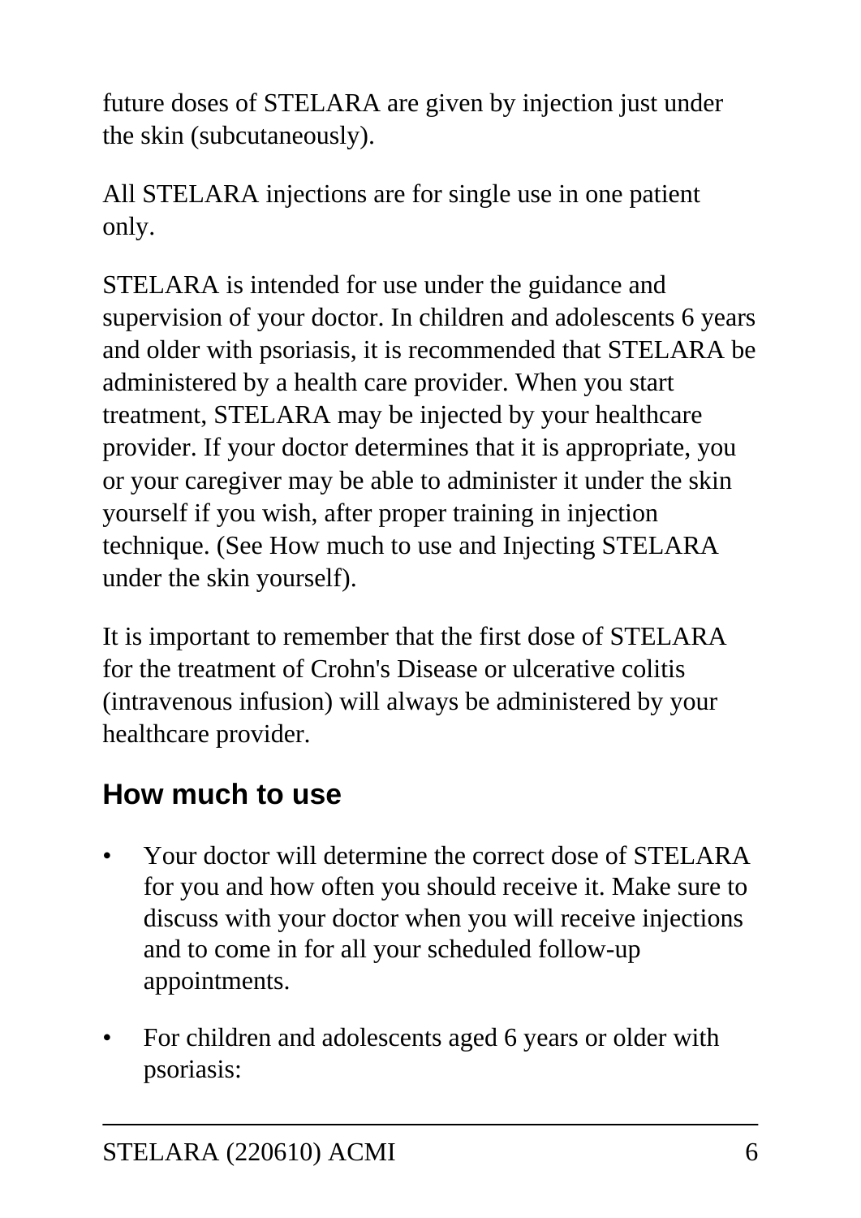future doses of STELARA are given by injection just under the skin (subcutaneously).

All STELARA injections are for single use in one patient only.

STELARA is intended for use under the guidance and supervision of your doctor. In children and adolescents 6 years and older with psoriasis, it is recommended that STELARA be administered by a health care provider. When you start treatment, STELARA may be injected by your healthcare provider. If your doctor determines that it is appropriate, you or your caregiver may be able to administer it under the skin yourself if you wish, after proper training in injection technique. (See How much to use and Injecting STELARA under the skin yourself).

It is important to remember that the first dose of STELARA for the treatment of Crohn's Disease or ulcerative colitis (intravenous infusion) will always be administered by your healthcare provider.

## How much to use

- Your doctor will determine the correct dose of STELARA for you and how often you should receive it. Make sure to discuss with your doctor when you will receive injections and to come in for all your scheduled follow-up appointments.
- For children and adolescents aged 6 years or older with psoriasis: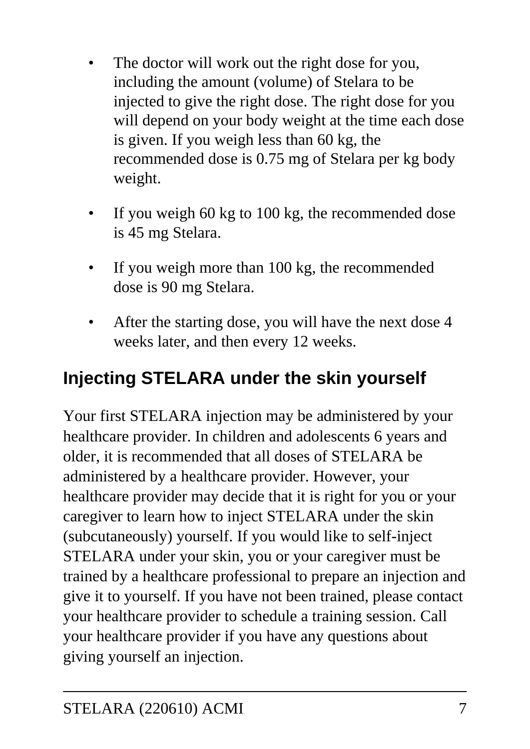- The doctor will work out the right dose for you, including the amount (volume) of Stelara to be injected to give the right dose. The right dose for you will depend on your body weight at the time each dose is given. If you weigh less than 60 kg, the recommended dose is 0.75 mg of Stelara per kg body weight.
- If you weigh 60 kg to 100 kg, the recommended dose is 45 mg Stelara.
- If you weigh more than 100 kg, the recommended dose is 90 mg Stelara.
- After the starting dose, you will have the next dose 4 weeks later, and then every 12 weeks.

## Injecting STELARA under the skin yourself

Your first STELARA injection may be administered by your healthcare provider. In children and adolescents 6 years and older, it is recommended that all doses of STELARA be administered by a healthcare provider. However, your healthcare provider may decide that it is right for you or your caregiver to learn how to inject STELARA under the skin (subcutaneously) yourself. If you would like to self-inject STELARA under your skin, you or your caregiver must be trained by a healthcare professional to prepare an injection and give it to yourself. If you have not been trained, please contact your healthcare provider to schedule a training session. Call your healthcare provider if you have any questions about giving yourself an injection.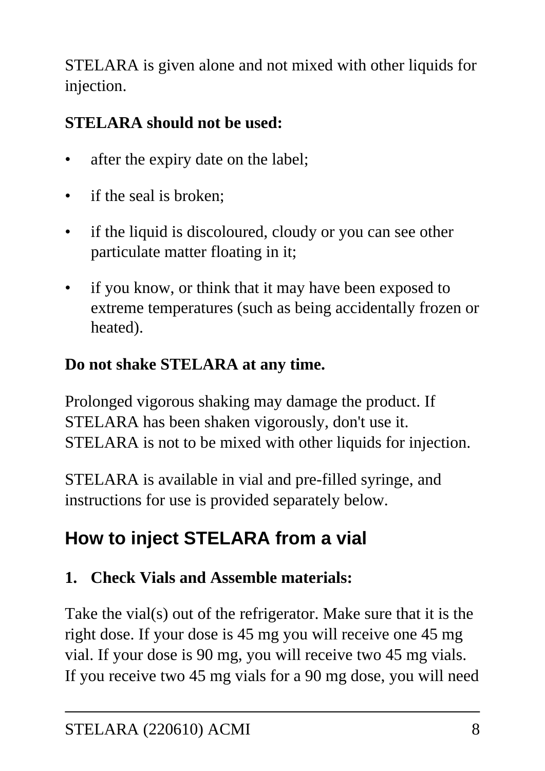STELARA is given alone and not mixed with other liquids for injection.

**STELARA should not be used:**

- after the expiry date on the label;
- if the seal is broken;
- if the liquid is discoloured, cloudy or you can see other particulate matter floating in it;
- if you know, or think that it may have been exposed to extreme temperatures (such as being accidentally frozen or heated).

**Do not shake STELARA at any time.**

Prolonged vigorous shaking may damage the product. If STELARA has been shaken vigorously, don't use it. STELARA is not to be mixed with other liquids for injection.

STELARA is available in vial and pre-filled syringe, and instructions for use is provided separately below.

## How to inject STELARA from a vial

**1. Check Vials and Assemble materials:**

Take the vial(s) out of the refrigerator. Make sure that it is the right dose. If your dose is 45 mg you will receive one 45 mg vial. If your dose is 90 mg, you will receive two 45 mg vials. If you receive two 45 mg vials for a 90 mg dose, you will need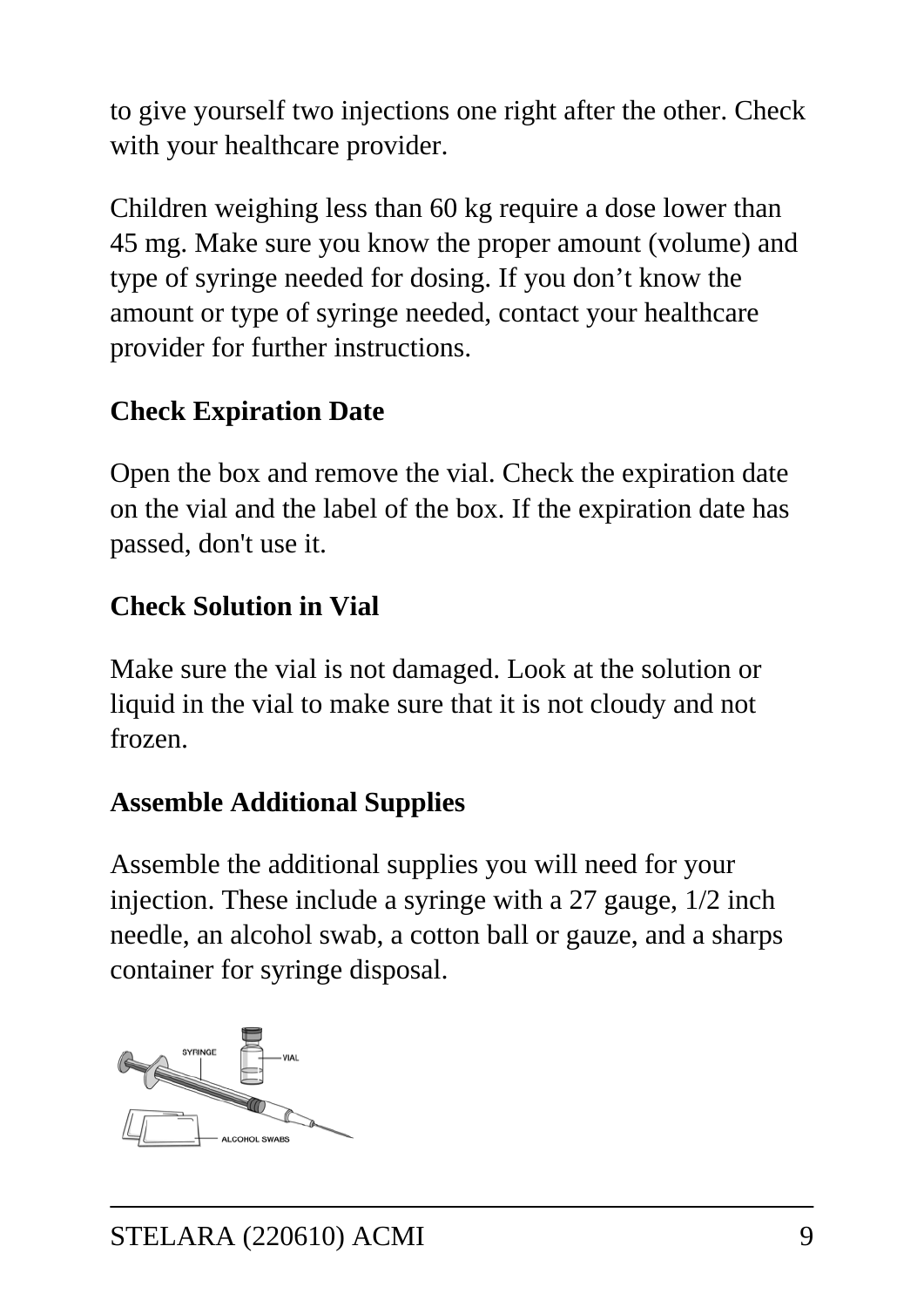to give yourself two injections one right after the other. Check with your healthcare provider.

Children weighing less than 60 kg require a dose lower than 45 mg. Make sure you know the proper amount (volume) and type of syringe needed for dosing. If you don’t know the amount or type of syringe needed, contact your healthcare provider for further instructions.

**Check Expiration Date**

Open the box and remove the vial. Check the expiration date on the vial and the label of the box. If the expiration date has passed, don't use it.

**Check Solution in Vial**

Make sure the vial is not damaged. Look at the solution or liquid in the vial to make sure that it is not cloudy and not frozen.

**Assemble Additional Supplies**

Assemble the additional supplies you will need for your injection. These include a syringe with a 27 gauge, 1/2 inch needle, an alcohol swab, a cotton ball or gauze, and a sharps container for syringe disposal.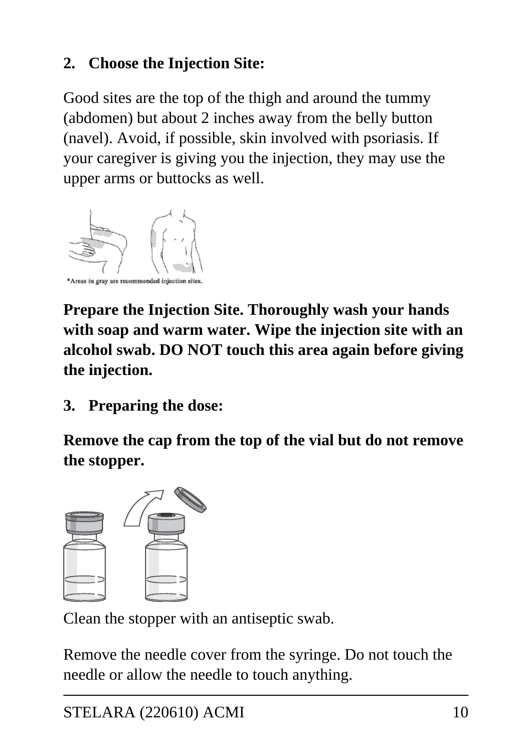2. **Choose the Injection Site:**

Good sites are the top of the thigh and around the tummy (abdomen) but about 2 inches away from the belly button (navel). Avoid, if possible, skin involved with psoriasis. If your caregiver is giving you the injection, they may use the upper arms or buttocks as well.

*Areas in gray are recommended injection sites.

**Prepare the Injection Site. Thoroughly wash your hands with soap and warm water. Wipe the injection site with an alcohol swab. DO NOT touch this area again before giving the injection.**

3. **Preparing the dose:**

**Remove the cap from the top of the vial but do not remove the stopper.**

Clean the stopper with an antiseptic swab.

Remove the needle cover from the syringe. Do not touch the needle or allow the needle to touch anything.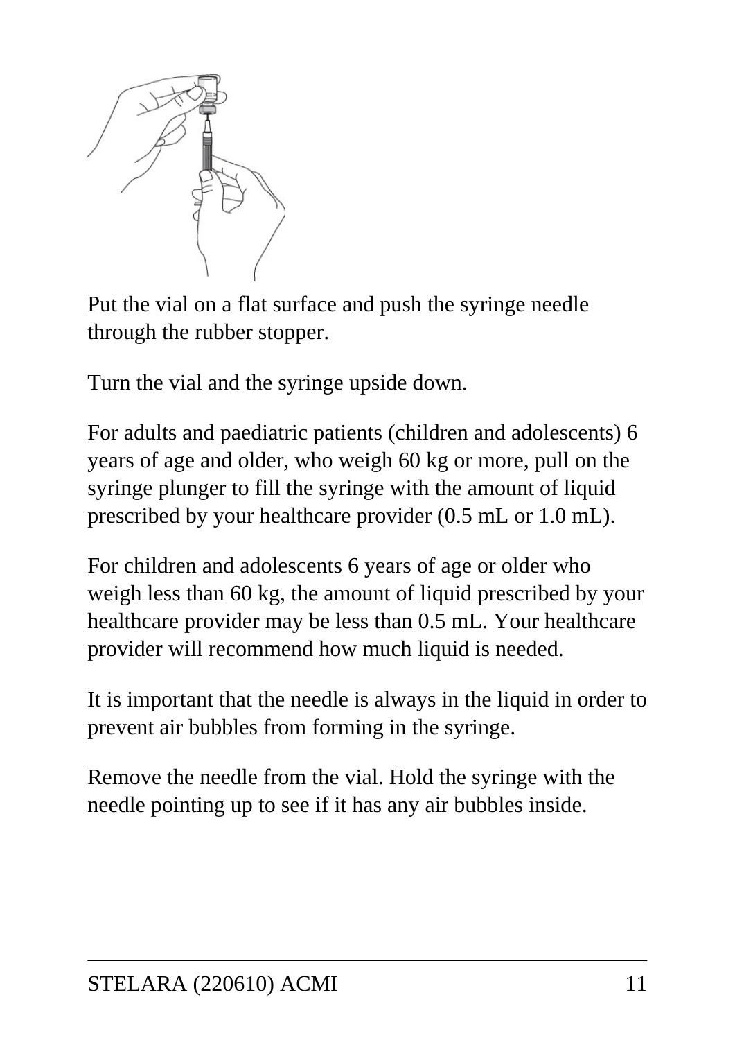Put the vial on a flat surface and push the syringe needle through the rubber stopper.

Turn the vial and the syringe upside down.

For adults and paediatric patients (children and adolescents) 6 years of age and older, who weigh 60 kg or more, pull on the syringe plunger to fill the syringe with the amount of liquid prescribed by your healthcare provider (0.5 mL or 1.0 mL).

For children and adolescents 6 years of age or older who weigh less than 60 kg, the amount of liquid prescribed by your healthcare provider may be less than 0.5 mL. Your healthcare provider will recommend how much liquid is needed.

It is important that the needle is always in the liquid in order to prevent air bubbles from forming in the syringe.

Remove the needle from the vial. Hold the syringe with the needle pointing up to see if it has any air bubbles inside.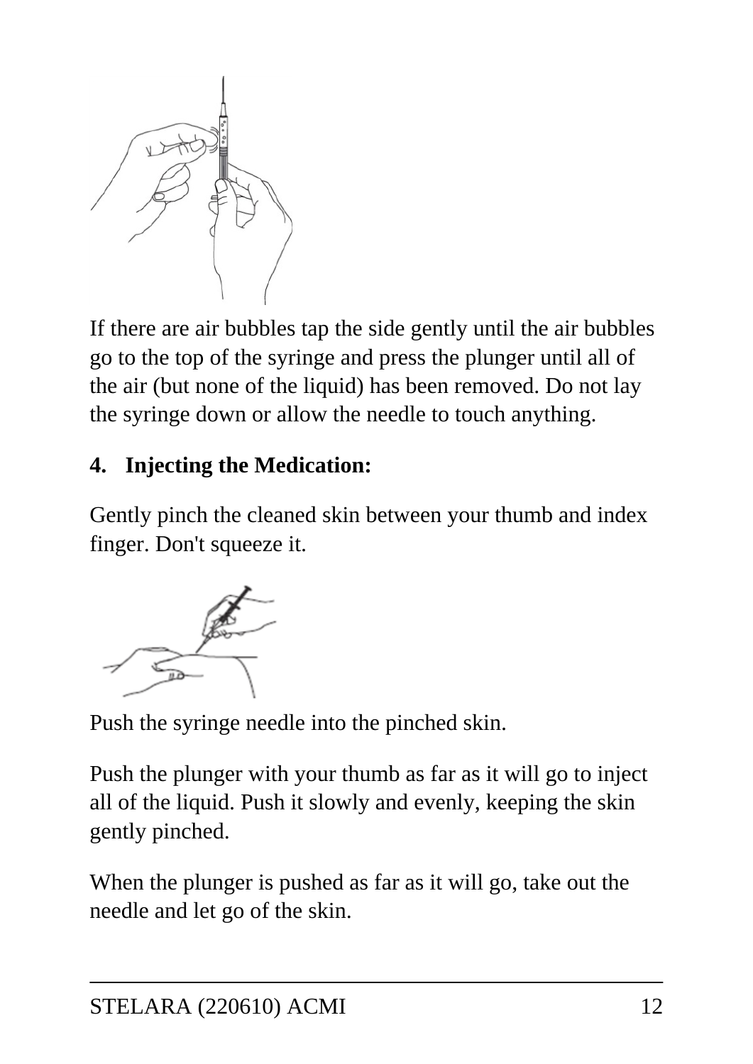If there are air bubbles tap the side gently until the air bubbles go to the top of the syringe and press the plunger until all of the air (but none of the liquid) has been removed. Do not lay the syringe down or allow the needle to touch anything.

**4. Injecting the Medication:**

Gently pinch the cleaned skin between your thumb and index finger. Don't squeeze it.

Push the syringe needle into the pinched skin.

Push the plunger with your thumb as far as it will go to inject all of the liquid. Push it slowly and evenly, keeping the skin gently pinched.

When the plunger is pushed as far as it will go, take out the needle and let go of the skin.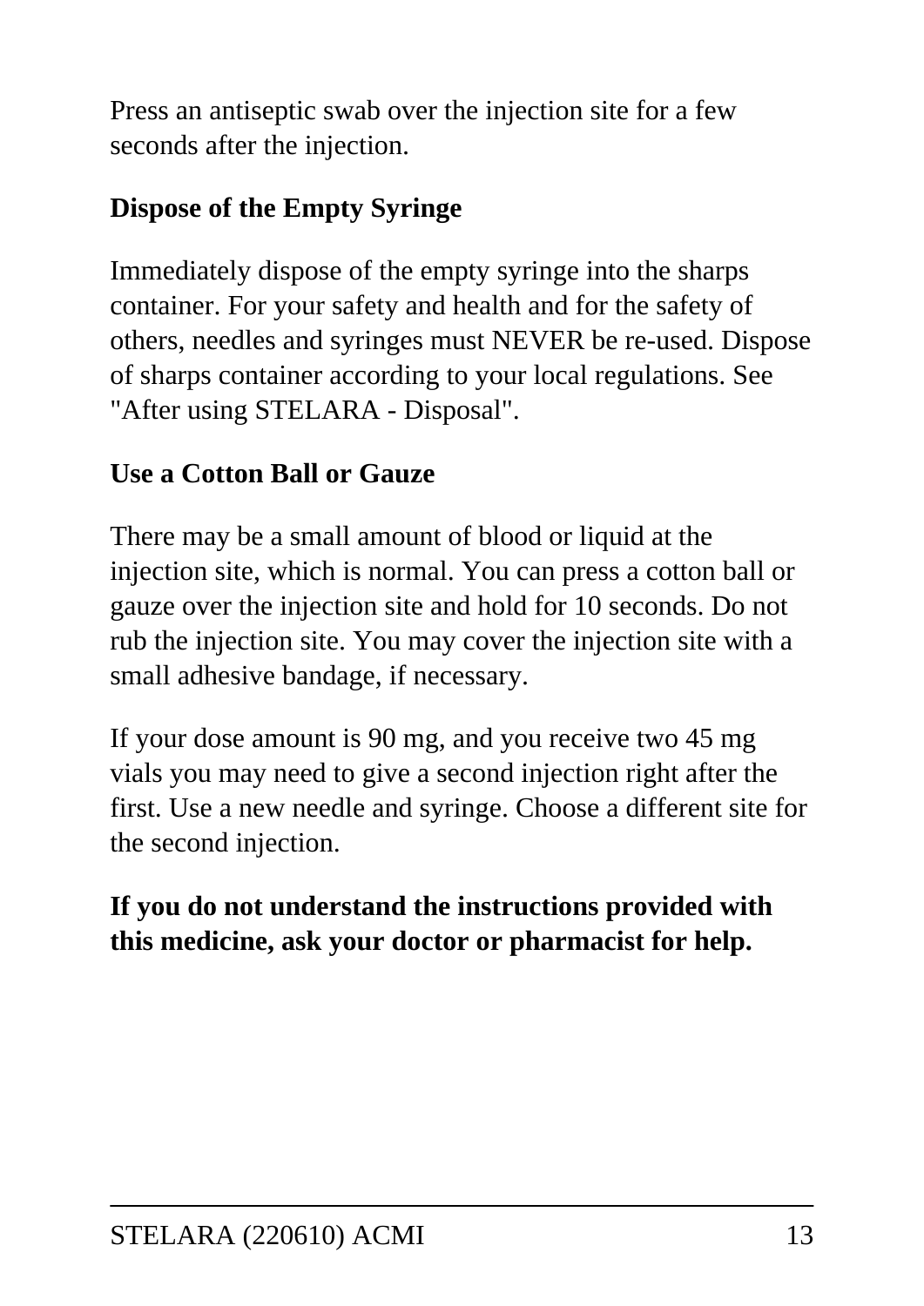Press an antiseptic swab over the injection site for a few seconds after the injection.

**Dispose of the Empty Syringe**

Immediately dispose of the empty syringe into the sharps container. For your safety and health and for the safety of others, needles and syringes must NEVER be re-used. Dispose of sharps container according to your local regulations. See "After using STELARA - Disposal".

**Use a Cotton Ball or Gauze**

There may be a small amount of blood or liquid at the injection site, which is normal. You can press a cotton ball or gauze over the injection site and hold for 10 seconds. Do not rub the injection site. You may cover the injection site with a small adhesive bandage, if necessary.

If your dose amount is 90 mg, and you receive two 45 mg vials you may need to give a second injection right after the first. Use a new needle and syringe. Choose a different site for the second injection.

**If you do not understand the instructions provided with this medicine, ask your doctor or pharmacist for help.**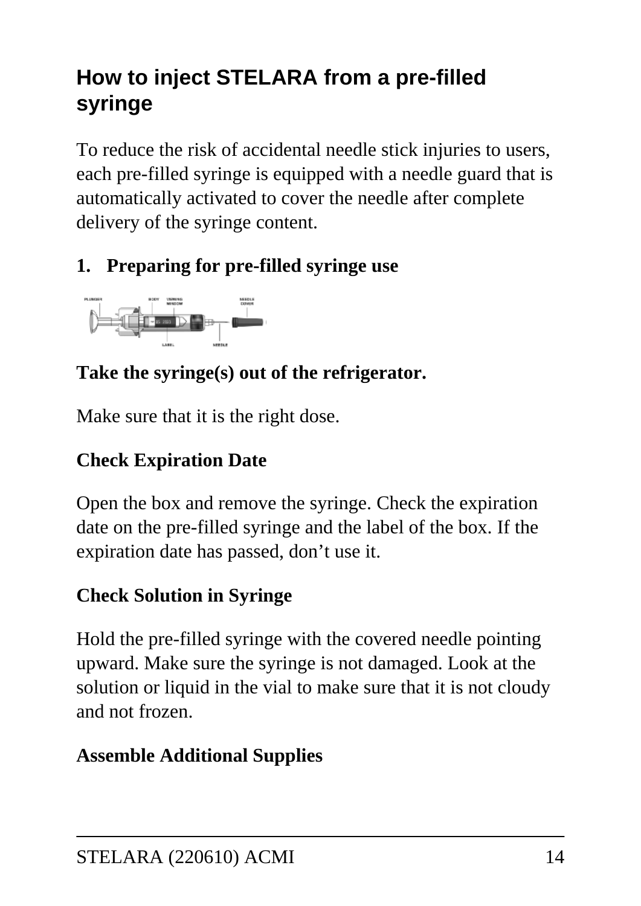## How to inject STELARA from a pre-filled syringe

To reduce the risk of accidental needle stick injuries to users, each pre-filled syringe is equipped with a needle guard that is automatically activated to cover the needle after complete delivery of the syringe content.

**1. Preparing for pre-filled syringe use**

**Take the syringe(s) out of the refrigerator.**

Make sure that it is the right dose.

**Check Expiration Date**

Open the box and remove the syringe. Check the expiration date on the pre-filled syringe and the label of the box. If the expiration date has passed, don't use it.

**Check Solution in Syringe**

Hold the pre-filled syringe with the covered needle pointing upward. Make sure the syringe is not damaged. Look at the solution or liquid in the vial to make sure that it is not cloudy and not frozen.

**Assemble Additional Supplies**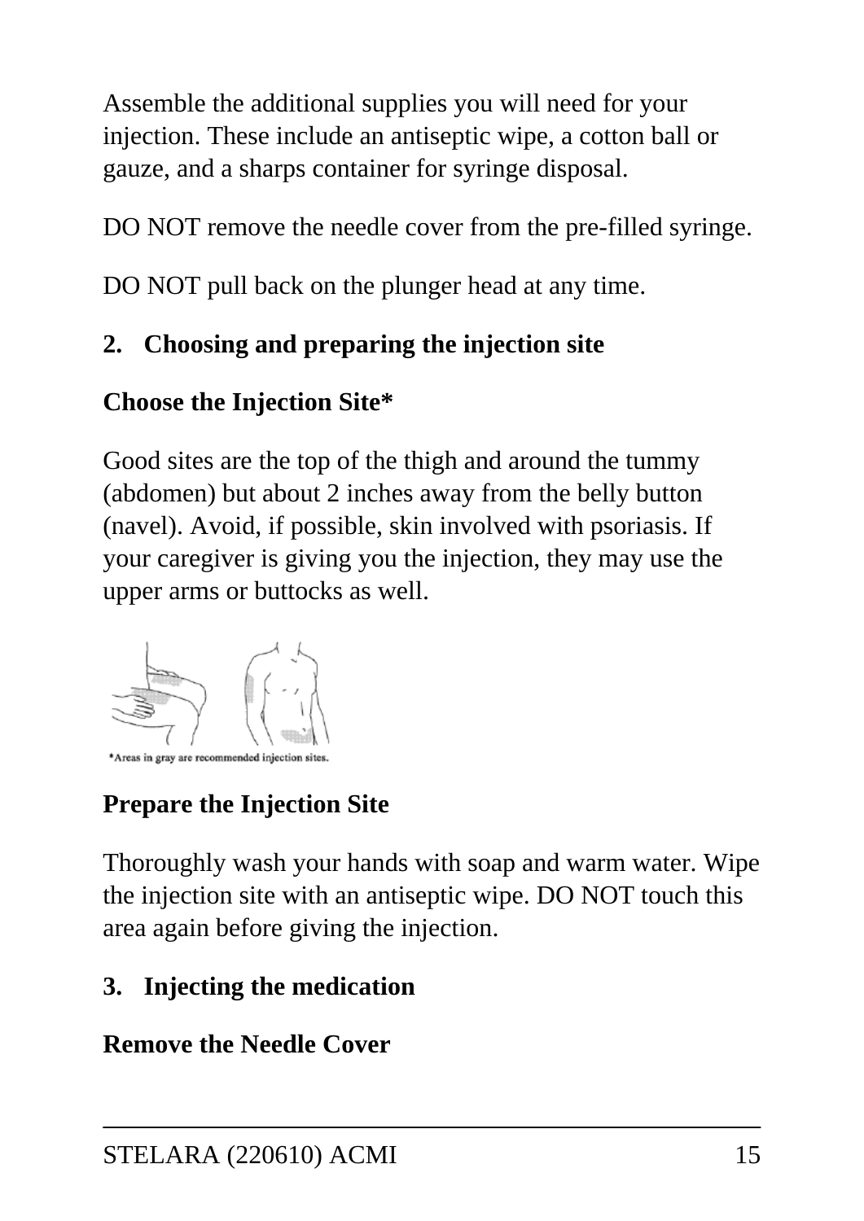Assemble the additional supplies you will need for your injection. These include an antiseptic wipe, a cotton ball or gauze, and a sharps container for syringe disposal.

DO NOT remove the needle cover from the pre-filled syringe.

DO NOT pull back on the plunger head at any time.

## 2. Choosing and preparing the injection site

### Choose the Injection Site*

Good sites are the top of the thigh and around the tummy (abdomen) but about 2 inches away from the belly button (navel). Avoid, if possible, skin involved with psoriasis. If your caregiver is giving you the injection, they may use the upper arms or buttocks as well.

*Areas in gray are recommended injection sites.

### Prepare the Injection Site

Thoroughly wash your hands with soap and warm water. Wipe the injection site with an antiseptic wipe. DO NOT touch this area again before giving the injection.

## 3. Injecting the medication

### Remove the Needle Cover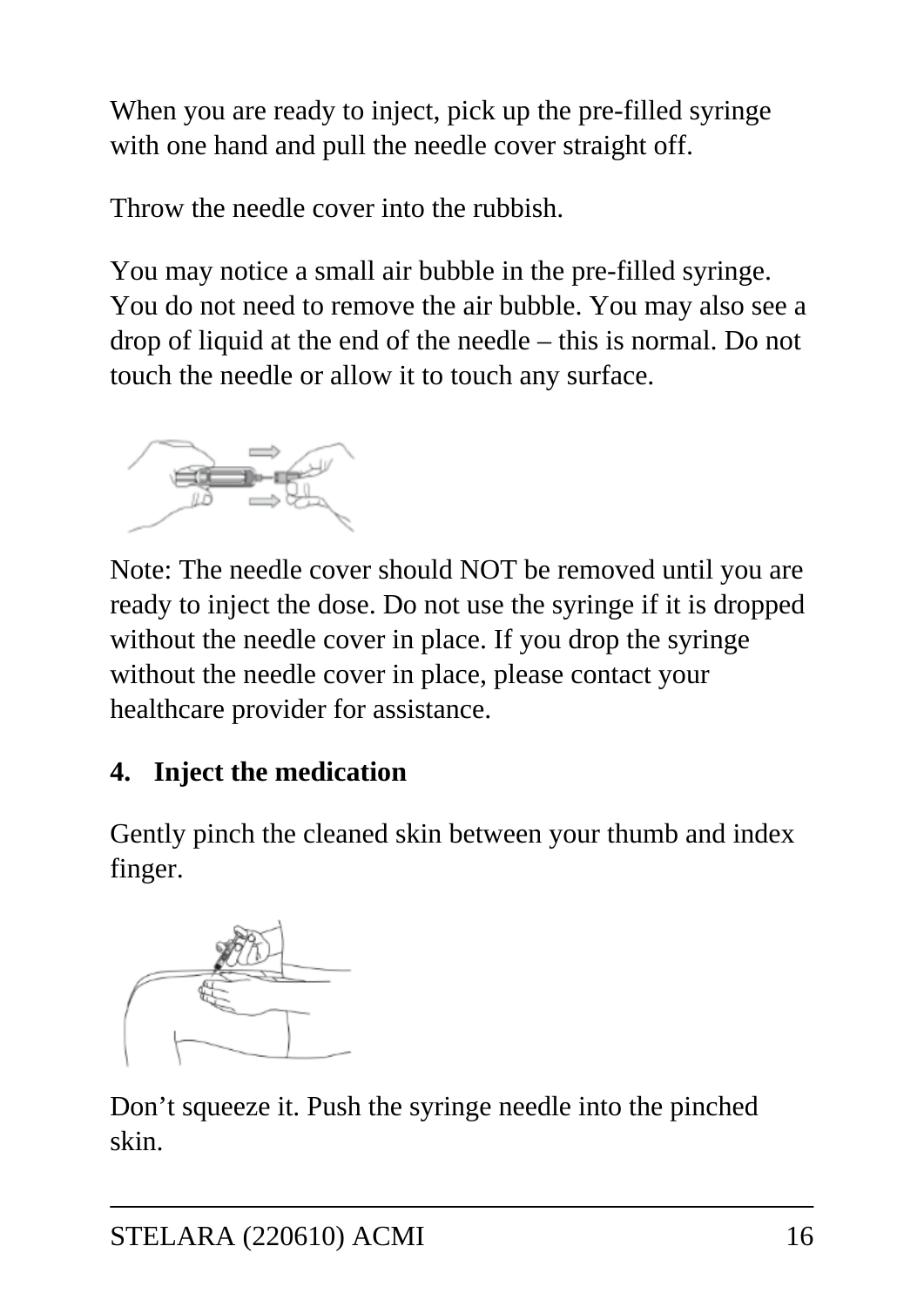When you are ready to inject, pick up the pre-filled syringe with one hand and pull the needle cover straight off.

Throw the needle cover into the rubbish.

You may notice a small air bubble in the pre-filled syringe. You do not need to remove the air bubble. You may also see a drop of liquid at the end of the needle – this is normal. Do not touch the needle or allow it to touch any surface.

Note: The needle cover should NOT be removed until you are ready to inject the dose. Do not use the syringe if it is dropped without the needle cover in place. If you drop the syringe without the needle cover in place, please contact your healthcare provider for assistance.

**4. Inject the medication**

Gently pinch the cleaned skin between your thumb and index finger.

Don't squeeze it. Push the syringe needle into the pinched skin.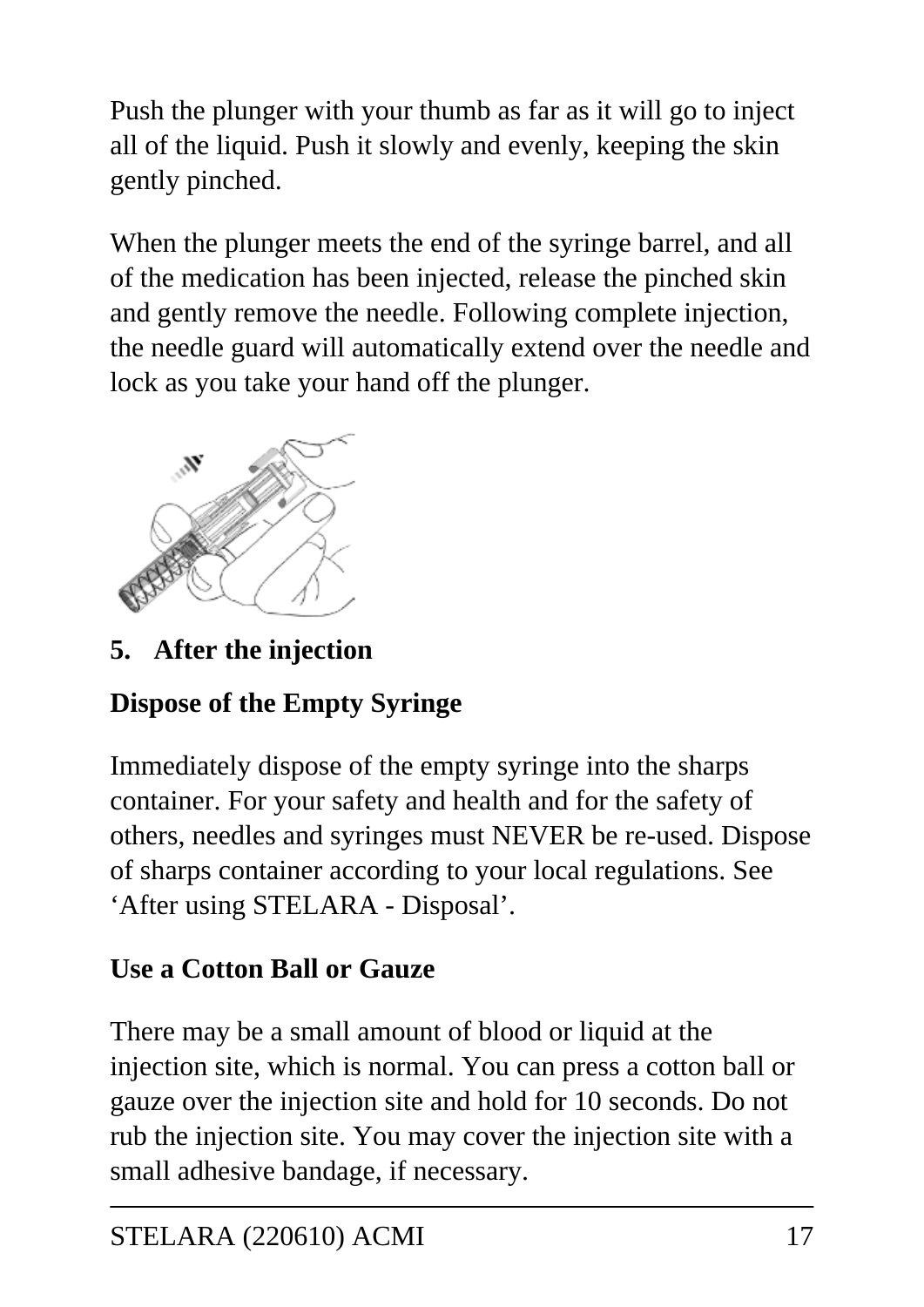Push the plunger with your thumb as far as it will go to inject all of the liquid. Push it slowly and evenly, keeping the skin gently pinched.

When the plunger meets the end of the syringe barrel, and all of the medication has been injected, release the pinched skin and gently remove the needle. Following complete injection, the needle guard will automatically extend over the needle and lock as you take your hand off the plunger.

**5. After the injection**

**Dispose of the Empty Syringe**

Immediately dispose of the empty syringe into the sharps container. For your safety and health and for the safety of others, needles and syringes must NEVER be re-used. Dispose of sharps container according to your local regulations. See 'After using STELARA - Disposal'.

**Use a Cotton Ball or Gauze**

There may be a small amount of blood or liquid at the injection site, which is normal. You can press a cotton ball or gauze over the injection site and hold for 10 seconds. Do not rub the injection site. You may cover the injection site with a small adhesive bandage, if necessary.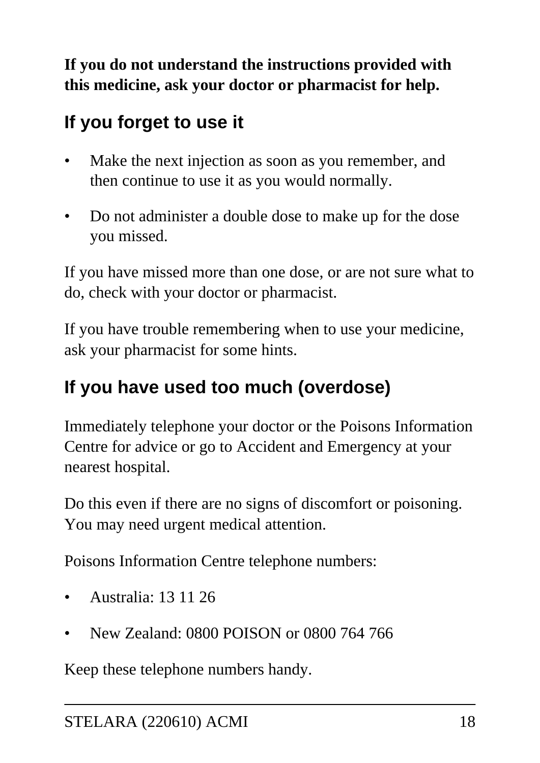**If you do not understand the instructions provided with this medicine, ask your doctor or pharmacist for help.**

## If you forget to use it

- Make the next injection as soon as you remember, and then continue to use it as you would normally.
- Do not administer a double dose to make up for the dose you missed.

If you have missed more than one dose, or are not sure what to do, check with your doctor or pharmacist.

If you have trouble remembering when to use your medicine, ask your pharmacist for some hints.

## If you have used too much (overdose)

Immediately telephone your doctor or the Poisons Information Centre for advice or go to Accident and Emergency at your nearest hospital.

Do this even if there are no signs of discomfort or poisoning. You may need urgent medical attention.

Poisons Information Centre telephone numbers:

- Australia: 13 11 26
- New Zealand: 0800 POISON or 0800 764 766

Keep these telephone numbers handy.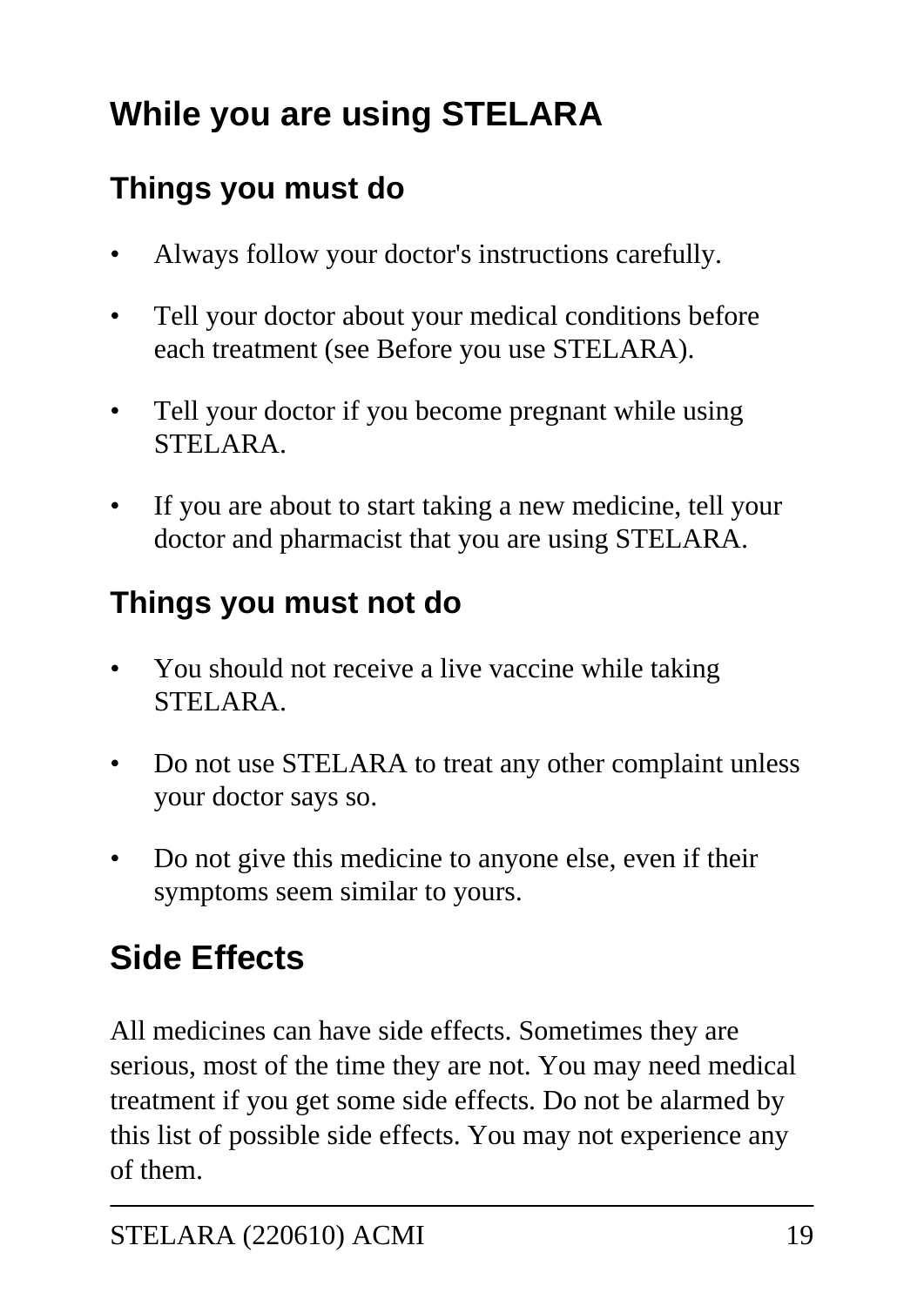# While you are using STELARA

## Things you must do

- Always follow your doctor's instructions carefully.
- Tell your doctor about your medical conditions before each treatment (see Before you use STELARA).
- Tell your doctor if you become pregnant while using STELARA.
- If you are about to start taking a new medicine, tell your doctor and pharmacist that you are using STELARA.

## Things you must not do

- You should not receive a live vaccine while taking STELARA.
- Do not use STELARA to treat any other complaint unless your doctor says so.
- Do not give this medicine to anyone else, even if their symptoms seem similar to yours.

# Side Effects

All medicines can have side effects. Sometimes they are serious, most of the time they are not. You may need medical treatment if you get some side effects. Do not be alarmed by this list of possible side effects. You may not experience any of them.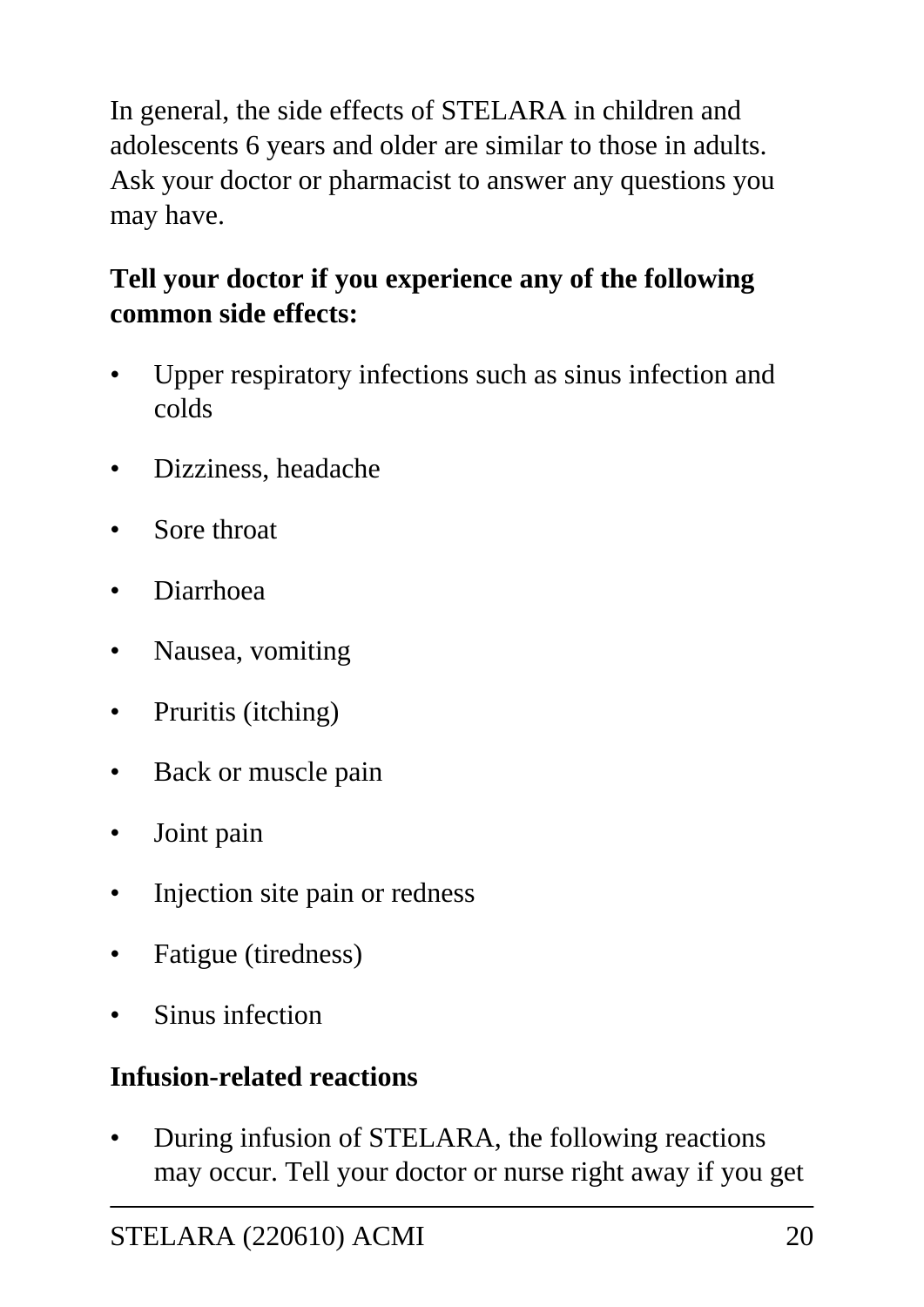In general, the side effects of STELARA in children and adolescents 6 years and older are similar to those in adults. Ask your doctor or pharmacist to answer any questions you may have.

**Tell your doctor if you experience any of the following common side effects:**

- Upper respiratory infections such as sinus infection and colds
- Dizziness, headache
- Sore throat
- Diarrhoea
- Nausea, vomiting
- Pruritis (itching)
- Back or muscle pain
- Joint pain
- Injection site pain or redness
- Fatigue (tiredness)
- Sinus infection

**Infusion-related reactions**

- During infusion of STELARA, the following reactions may occur. Tell your doctor or nurse right away if you get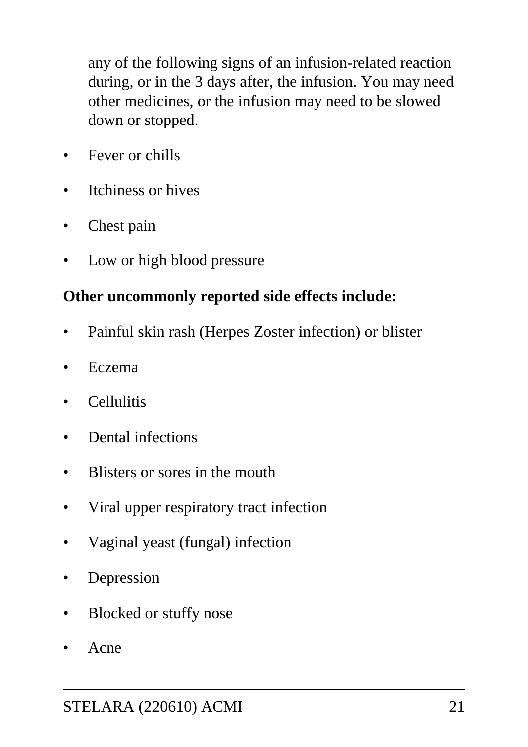any of the following signs of an infusion-related reaction during, or in the 3 days after, the infusion. You may need other medicines, or the infusion may need to be slowed down or stopped.

- Fever or chills
- Itchiness or hives
- Chest pain
- Low or high blood pressure

**Other uncommonly reported side effects include:**

- Painful skin rash (Herpes Zoster infection) or blister
- Eczema
- Cellulitis
- Dental infections
- Blisters or sores in the mouth
- Viral upper respiratory tract infection
- Vaginal yeast (fungal) infection
- Depression
- Blocked or stuffy nose
- Acne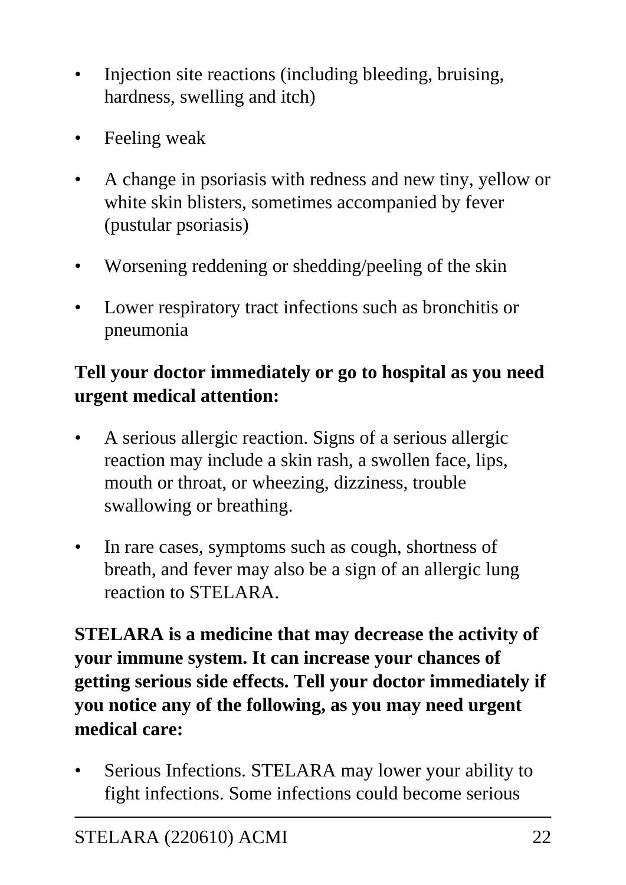- Injection site reactions (including bleeding, bruising, hardness, swelling and itch)
- Feeling weak
- A change in psoriasis with redness and new tiny, yellow or white skin blisters, sometimes accompanied by fever (pustular psoriasis)
- Worsening reddening or shedding/peeling of the skin
- Lower respiratory tract infections such as bronchitis or pneumonia

**Tell your doctor immediately or go to hospital as you need urgent medical attention:**

- A serious allergic reaction. Signs of a serious allergic reaction may include a skin rash, a swollen face, lips, mouth or throat, or wheezing, dizziness, trouble swallowing or breathing.
- In rare cases, symptoms such as cough, shortness of breath, and fever may also be a sign of an allergic lung reaction to STELARA.

**STELARA is a medicine that may decrease the activity of your immune system. It can increase your chances of getting serious side effects. Tell your doctor immediately if you notice any of the following, as you may need urgent medical care:**

- Serious Infections. STELARA may lower your ability to fight infections. Some infections could become serious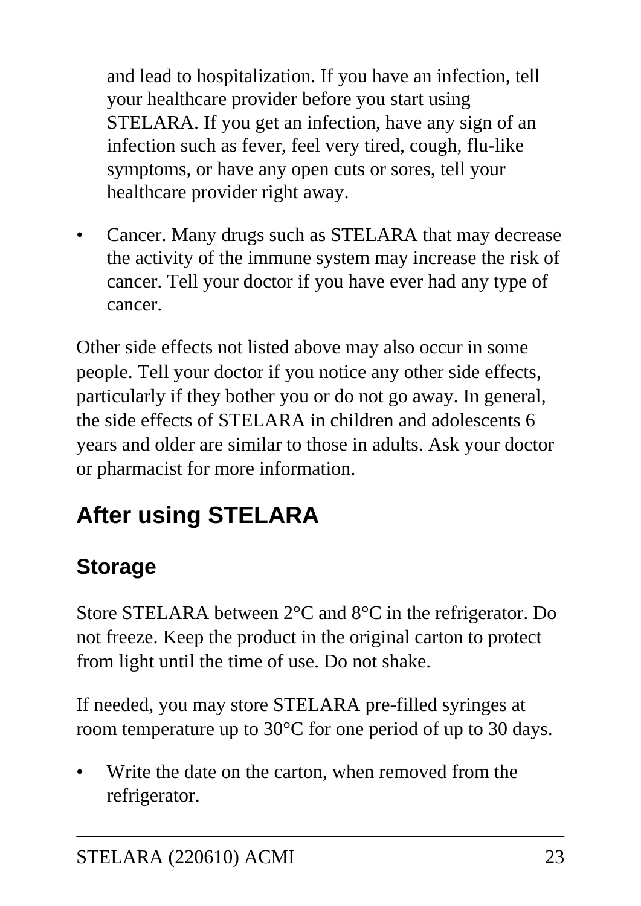and lead to hospitalization. If you have an infection, tell your healthcare provider before you start using STELARA. If you get an infection, have any sign of an infection such as fever, feel very tired, cough, flu-like symptoms, or have any open cuts or sores, tell your healthcare provider right away.

- Cancer. Many drugs such as STELARA that may decrease the activity of the immune system may increase the risk of cancer. Tell your doctor if you have ever had any type of cancer.

Other side effects not listed above may also occur in some people. Tell your doctor if you notice any other side effects, particularly if they bother you or do not go away. In general, the side effects of STELARA in children and adolescents 6 years and older are similar to those in adults. Ask your doctor or pharmacist for more information.

# After using STELARA

## Storage

Store STELARA between 2°C and 8°C in the refrigerator. Do not freeze. Keep the product in the original carton to protect from light until the time of use. Do not shake.

If needed, you may store STELARA pre-filled syringes at room temperature up to 30°C for one period of up to 30 days.

- Write the date on the carton, when removed from the refrigerator.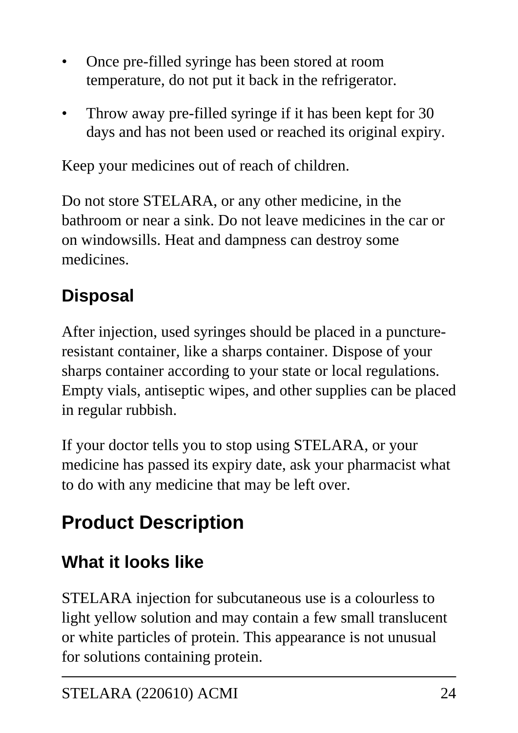- Once pre-filled syringe has been stored at room temperature, do not put it back in the refrigerator.
- Throw away pre-filled syringe if it has been kept for 30 days and has not been used or reached its original expiry.

Keep your medicines out of reach of children.

Do not store STELARA, or any other medicine, in the bathroom or near a sink. Do not leave medicines in the car or on windowsills. Heat and dampness can destroy some medicines.

## Disposal

After injection, used syringes should be placed in a puncture-resistant container, like a sharps container. Dispose of your sharps container according to your state or local regulations. Empty vials, antiseptic wipes, and other supplies can be placed in regular rubbish.

If your doctor tells you to stop using STELARA, or your medicine has passed its expiry date, ask your pharmacist what to do with any medicine that may be left over.

# Product Description

## What it looks like

STELARA injection for subcutaneous use is a colourless to light yellow solution and may contain a few small translucent or white particles of protein. This appearance is not unusual for solutions containing protein.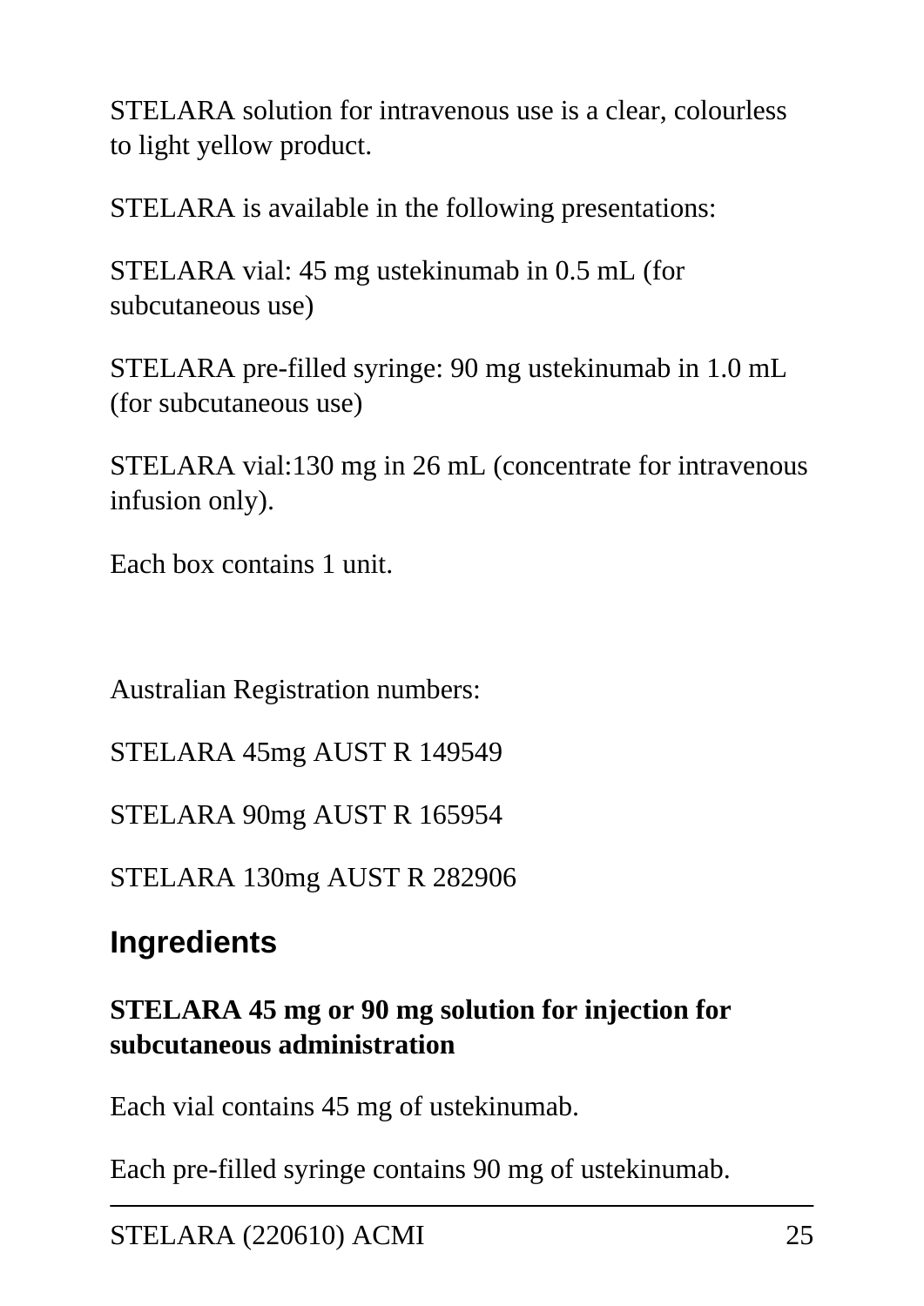STELARA solution for intravenous use is a clear, colourless to light yellow product.

STELARA is available in the following presentations:

STELARA vial: 45 mg ustekinumab in 0.5 mL (for subcutaneous use)

STELARA pre-filled syringe: 90 mg ustekinumab in 1.0 mL (for subcutaneous use)

STELARA vial:130 mg in 26 mL (concentrate for intravenous infusion only).

Each box contains 1 unit.

Australian Registration numbers:

STELARA 45mg AUST R 149549

STELARA 90mg AUST R 165954

STELARA 130mg AUST R 282906

## Ingredients

**STELARA 45 mg or 90 mg solution for injection for subcutaneous administration**

Each vial contains 45 mg of ustekinumab.

Each pre-filled syringe contains 90 mg of ustekinumab.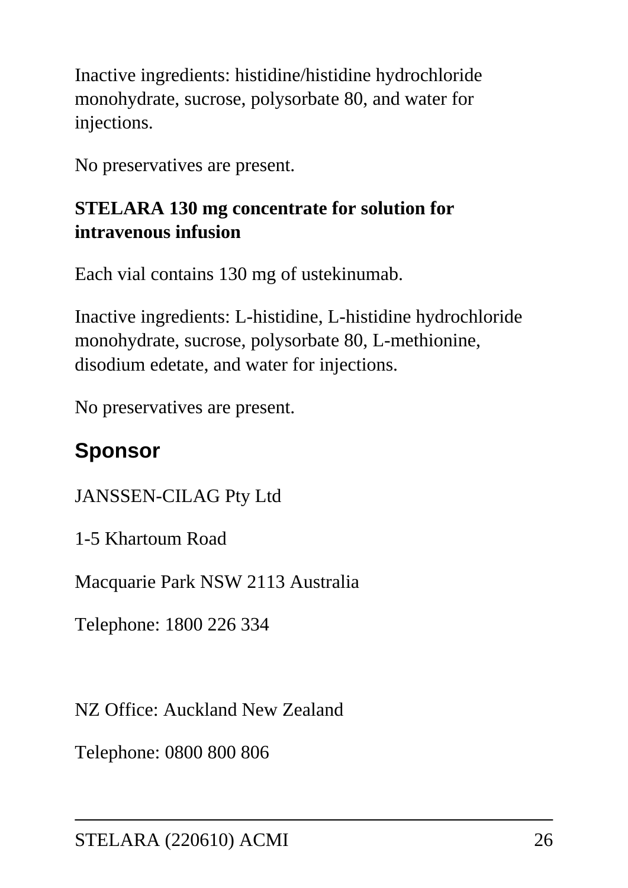Inactive ingredients: histidine/histidine hydrochloride monohydrate, sucrose, polysorbate 80, and water for injections.

No preservatives are present.

**STELARA 130 mg concentrate for solution for intravenous infusion**

Each vial contains 130 mg of ustekinumab.

Inactive ingredients: L-histidine, L-histidine hydrochloride monohydrate, sucrose, polysorbate 80, L-methionine, disodium edetate, and water for injections.

No preservatives are present.

## Sponsor

JANSSEN-CILAG Pty Ltd

1-5 Khartoum Road

Macquarie Park NSW 2113 Australia

Telephone: 1800 226 334

NZ Office: Auckland New Zealand

Telephone: 0800 800 806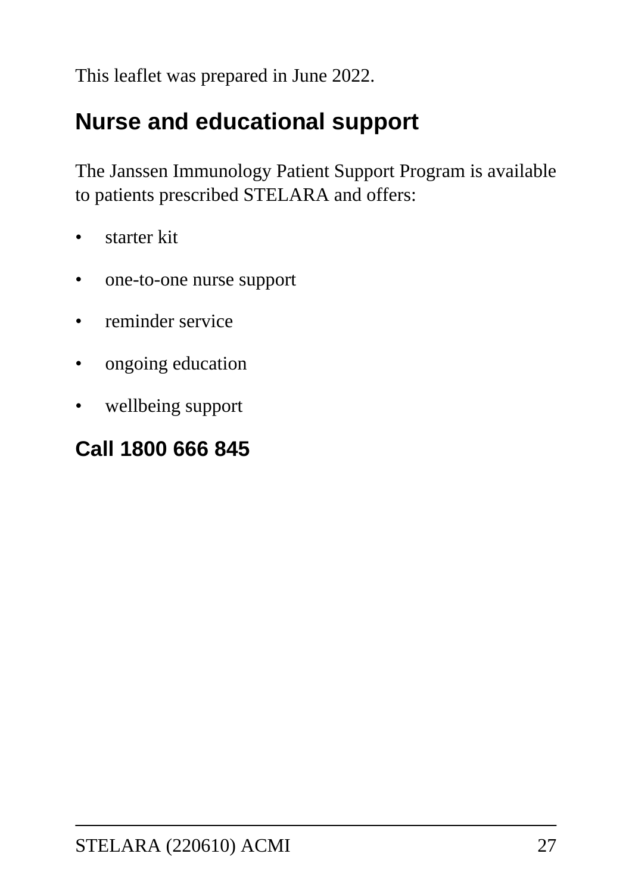This leaflet was prepared in June 2022.

## Nurse and educational support

The Janssen Immunology Patient Support Program is available to patients prescribed STELARA and offers:

- starter kit
- one-to-one nurse support
- reminder service
- ongoing education
- wellbeing support

## Call 1800 666 845